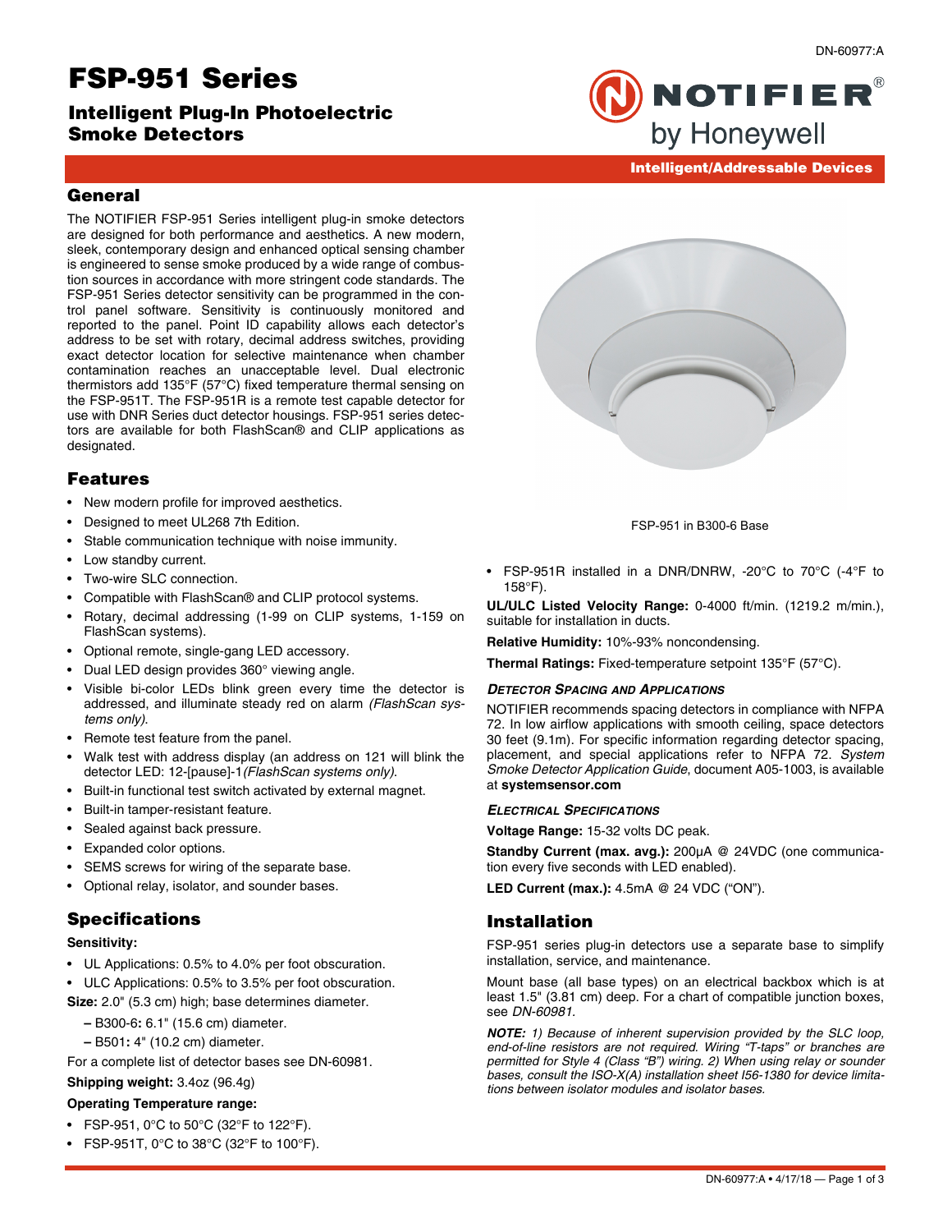DN-60977:A

# FSP-951 Series

## Intelligent Plug-In Photoelectric Smoke Detectors

NOTIFIER by Honeywell

Intelligent/Addressable Devices

## General

The NOTIFIER FSP-951 Series intelligent plug-in smoke detectors are designed for both performance and aesthetics. A new modern, sleek, contemporary design and enhanced optical sensing chamber is engineered to sense smoke produced by a wide range of combustion sources in accordance with more stringent code standards. The FSP-951 Series detector sensitivity can be programmed in the control panel software. Sensitivity is continuously monitored and reported to the panel. Point ID capability allows each detector's address to be set with rotary, decimal address switches, providing exact detector location for selective maintenance when chamber contamination reaches an unacceptable level. Dual electronic thermistors add 135°F (57°C) fixed temperature thermal sensing on the FSP-951T. The FSP-951R is a remote test capable detector for use with DNR Series duct detector housings. FSP-951 series detectors are available for both FlashScan® and CLIP applications as designated.

FSP-951 in B300-6 Base

## Features

- New modern profile for improved aesthetics.
- Designed to meet UL268 7th Edition.
- Stable communication technique with noise immunity.
- Low standby current.
- Two-wire SLC connection.
- Compatible with FlashScan® and CLIP protocol systems.
- Rotary, decimal addressing (1-99 on CLIP systems, 1-159 on FlashScan systems).
- Optional remote, single-gang LED accessory.
- Dual LED design provides 360° viewing angle.
- Visible bi-color LEDs blink green every time the detector is addressed, and illuminate steady red on alarm *(FlashScan systems only)*.
- Remote test feature from the panel.
- Walk test with address display (an address on 121 will blink the detector LED: 12-[pause]-1 *(FlashScan systems only)*.
- Built-in functional test switch activated by external magnet.
- Built-in tamper-resistant feature.
- Sealed against back pressure.
- Expanded color options.
- SEMS screws for wiring of the separate base.
- Optional relay, isolator, and sounder bases.

## Specifications

**Sensitivity:**

- UL Applications: 0.5% to 4.0% per foot obscuration.
- ULC Applications: 0.5% to 3.5% per foot obscuration.

**Size:** 2.0" (5.3 cm) high; base determines diameter.

- **– B300-6:** 6.1" (15.6 cm) diameter.
- **– B501:** 4" (10.2 cm) diameter.

For a complete list of detector bases see DN-60981.

**Shipping weight:** 3.4oz (96.4g)

**Operating Temperature range:**

- FSP-951, 0°C to 50°C (32°F to 122°F).
- FSP-951T, 0°C to 38°C (32°F to 100°F).
- FSP-951R installed in a DNR/DNRW, -20°C to 70°C (-4°F to 158°F).

**UL/ULC Listed Velocity Range:** 0-4000 ft/min. (1219.2 m/min.), suitable for installation in ducts.

**Relative Humidity:** 10%-93% noncondensing.

**Thermal Ratings:** Fixed-temperature setpoint 135°F (57°C).

### *Detector Spacing and Applications*

NOTIFIER recommends spacing detectors in compliance with NFPA 72. In low airflow applications with smooth ceiling, space detectors 30 feet (9.1m). For specific information regarding detector spacing, placement, and special applications refer to NFPA 72. *System Smoke Detector Application Guide*, document A05-1003, is available at **systemsensor.com**

### *Electrical Specifications*

**Voltage Range:** 15-32 volts DC peak.

**Standby Current (max. avg.):** 200µA @ 24VDC (one communication every five seconds with LED enabled).

**LED Current (max.):** 4.5mA @ 24 VDC ("ON").

## Installation

FSP-951 series plug-in detectors use a separate base to simplify installation, service, and maintenance.

Mount base (all base types) on an electrical backbox which is at least 1.5" (3.81 cm) deep. For a chart of compatible junction boxes, see *DN-60981*.

***NOTE:*** *1) Because of inherent supervision provided by the SLC loop, end-of-line resistors are not required. Wiring "T-taps" or branches are permitted for Style 4 (Class "B") wiring. 2) When using relay or sounder bases, consult the ISO-X(A) installation sheet I56-1380 for device limitations between isolator modules and isolator bases.*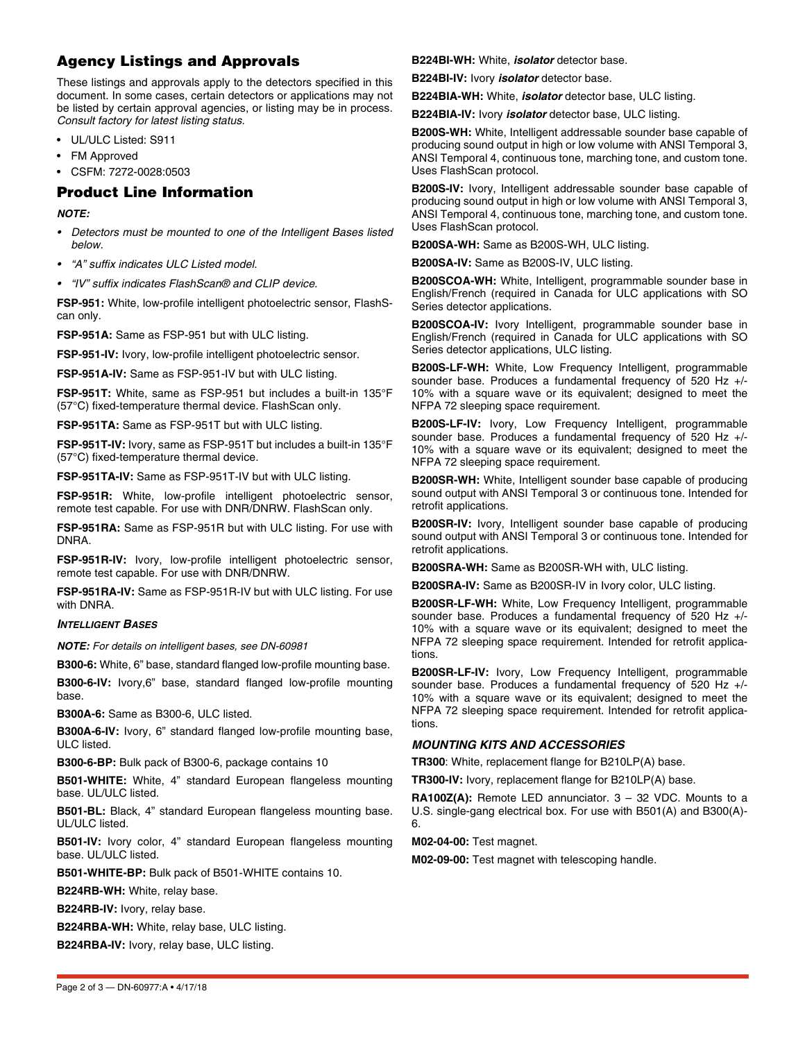## Agency Listings and Approvals

These listings and approvals apply to the detectors specified in this document. In some cases, certain detectors or applications may not be listed by certain approval agencies, or listing may be in process. *Consult factory for latest listing status.*

- UL/ULC Listed: S911
- FM Approved
- CSFM: 7272-0028:0503

## Product Line Information

***NOTE:***

- *Detectors must be mounted to one of the Intelligent Bases listed below.*
- *"A" suffix indicates ULC Listed model.*
- *"IV" suffix indicates FlashScan® and CLIP device.*

**FSP-951:** White, low-profile intelligent photoelectric sensor, FlashScan only.

**FSP-951A:** Same as FSP-951 but with ULC listing.

**FSP-951-IV:** Ivory, low-profile intelligent photoelectric sensor.

**FSP-951A-IV:** Same as FSP-951-IV but with ULC listing.

**FSP-951T:** White, same as FSP-951 but includes a built-in 135°F (57°C) fixed-temperature thermal device. FlashScan only.

**FSP-951TA:** Same as FSP-951T but with ULC listing.

**FSP-951T-IV:** Ivory, same as FSP-951T but includes a built-in 135°F (57°C) fixed-temperature thermal device.

**FSP-951TA-IV:** Same as FSP-951T-IV but with ULC listing.

**FSP-951R:** White, low-profile intelligent photoelectric sensor, remote test capable. For use with DNR/DNRW. FlashScan only.

**FSP-951RA:** Same as FSP-951R but with ULC listing. For use with DNRA.

**FSP-951R-IV:** Ivory, low-profile intelligent photoelectric sensor, remote test capable. For use with DNR/DNRW.

**FSP-951RA-IV:** Same as FSP-951R-IV but with ULC listing. For use with DNRA.

***INTELLIGENT BASES***

***NOTE:** For details on intelligent bases, see DN-60981*

**B300-6:** White, 6" base, standard flanged low-profile mounting base.

**B300-6-IV:** Ivory,6" base, standard flanged low-profile mounting base.

**B300A-6:** Same as B300-6, ULC listed.

**B300A-6-IV:** Ivory, 6" standard flanged low-profile mounting base, ULC listed.

**B300-6-BP:** Bulk pack of B300-6, package contains 10

**B501-WHITE:** White, 4" standard European flangeless mounting base. UL/ULC listed.

**B501-BL:** Black, 4" standard European flangeless mounting base. UL/ULC listed.

**B501-IV:** Ivory color, 4" standard European flangeless mounting base. UL/ULC listed.

**B501-WHITE-BP:** Bulk pack of B501-WHITE contains 10.

**B224RB-WH:** White, relay base.

**B224RB-IV:** Ivory, relay base.

**B224RBA-WH:** White, relay base, ULC listing.

**B224RBA-IV:** Ivory, relay base, ULC listing.

**B224BI-WH:** White, ***isolator*** detector base.

**B224BI-IV:** Ivory ***isolator*** detector base.

**B224BIA-WH:** White, ***isolator*** detector base, ULC listing.

**B224BIA-IV:** Ivory ***isolator*** detector base, ULC listing.

**B200S-WH:** White, Intelligent addressable sounder base capable of producing sound output in high or low volume with ANSI Temporal 3, ANSI Temporal 4, continuous tone, marching tone, and custom tone. Uses FlashScan protocol.

**B200S-IV:** Ivory, Intelligent addressable sounder base capable of producing sound output in high or low volume with ANSI Temporal 3, ANSI Temporal 4, continuous tone, marching tone, and custom tone. Uses FlashScan protocol.

**B200SA-WH:** Same as B200S-WH, ULC listing.

**B200SA-IV:** Same as B200S-IV, ULC listing.

**B200SCOA-WH:** White, Intelligent, programmable sounder base in English/French (required in Canada for ULC applications with SO Series detector applications.

**B200SCOA-IV:** Ivory Intelligent, programmable sounder base in English/French (required in Canada for ULC applications with SO Series detector applications, ULC listing.

**B200S-LF-WH:** White, Low Frequency Intelligent, programmable sounder base. Produces a fundamental frequency of 520 Hz +/- 10% with a square wave or its equivalent; designed to meet the NFPA 72 sleeping space requirement.

**B200S-LF-IV:** Ivory, Low Frequency Intelligent, programmable sounder base. Produces a fundamental frequency of 520 Hz +/- 10% with a square wave or its equivalent; designed to meet the NFPA 72 sleeping space requirement.

**B200SR-WH:** White, Intelligent sounder base capable of producing sound output with ANSI Temporal 3 or continuous tone. Intended for retrofit applications.

**B200SR-IV:** Ivory, Intelligent sounder base capable of producing sound output with ANSI Temporal 3 or continuous tone. Intended for retrofit applications.

**B200SRA-WH:** Same as B200SR-WH with, ULC listing.

**B200SRA-IV:** Same as B200SR-IV in Ivory color, ULC listing.

**B200SR-LF-WH:** White, Low Frequency Intelligent, programmable sounder base. Produces a fundamental frequency of 520 Hz +/- 10% with a square wave or its equivalent; designed to meet the NFPA 72 sleeping space requirement. Intended for retrofit applications.

**B200SR-LF-IV:** Ivory, Low Frequency Intelligent, programmable sounder base. Produces a fundamental frequency of 520 Hz +/- 10% with a square wave or its equivalent; designed to meet the NFPA 72 sleeping space requirement. Intended for retrofit applications.

***MOUNTING KITS AND ACCESSORIES***

**TR300**: White, replacement flange for B210LP(A) base.

**TR300-IV:** Ivory, replacement flange for B210LP(A) base.

**RA100Z(A):** Remote LED annunciator. 3 – 32 VDC. Mounts to a U.S. single-gang electrical box. For use with B501(A) and B300(A)-6.

**M02-04-00:** Test magnet.

**M02-09-00:** Test magnet with telescoping handle.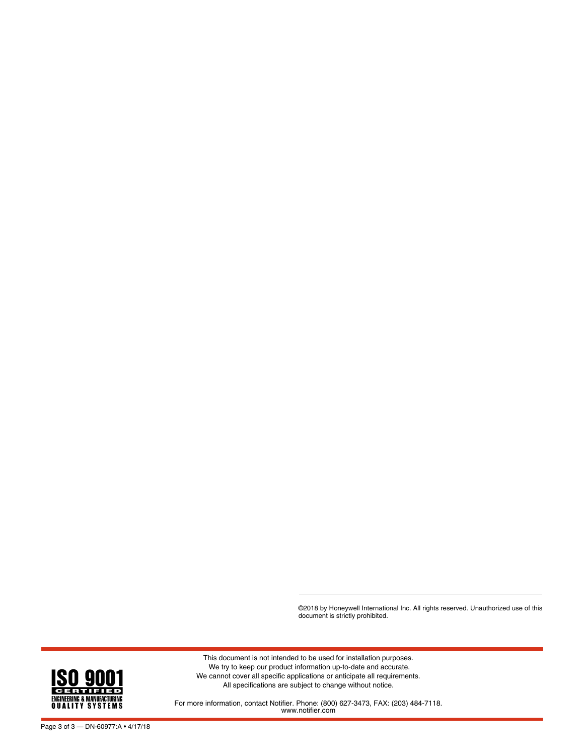©2018 by Honeywell International Inc. All rights reserved. Unauthorized use of this document is strictly prohibited.

ISO 9001 CERTIFIED ENGINEERING & MANUFACTURING QUALITY SYSTEMS

This document is not intended to be used for installation purposes.
We try to keep our product information up-to-date and accurate.
We cannot cover all specific applications or anticipate all requirements.
All specifications are subject to change without notice.

For more information, contact Notifier. Phone: (800) 627-3473, FAX: (203) 484-7118.
www.notifier.com